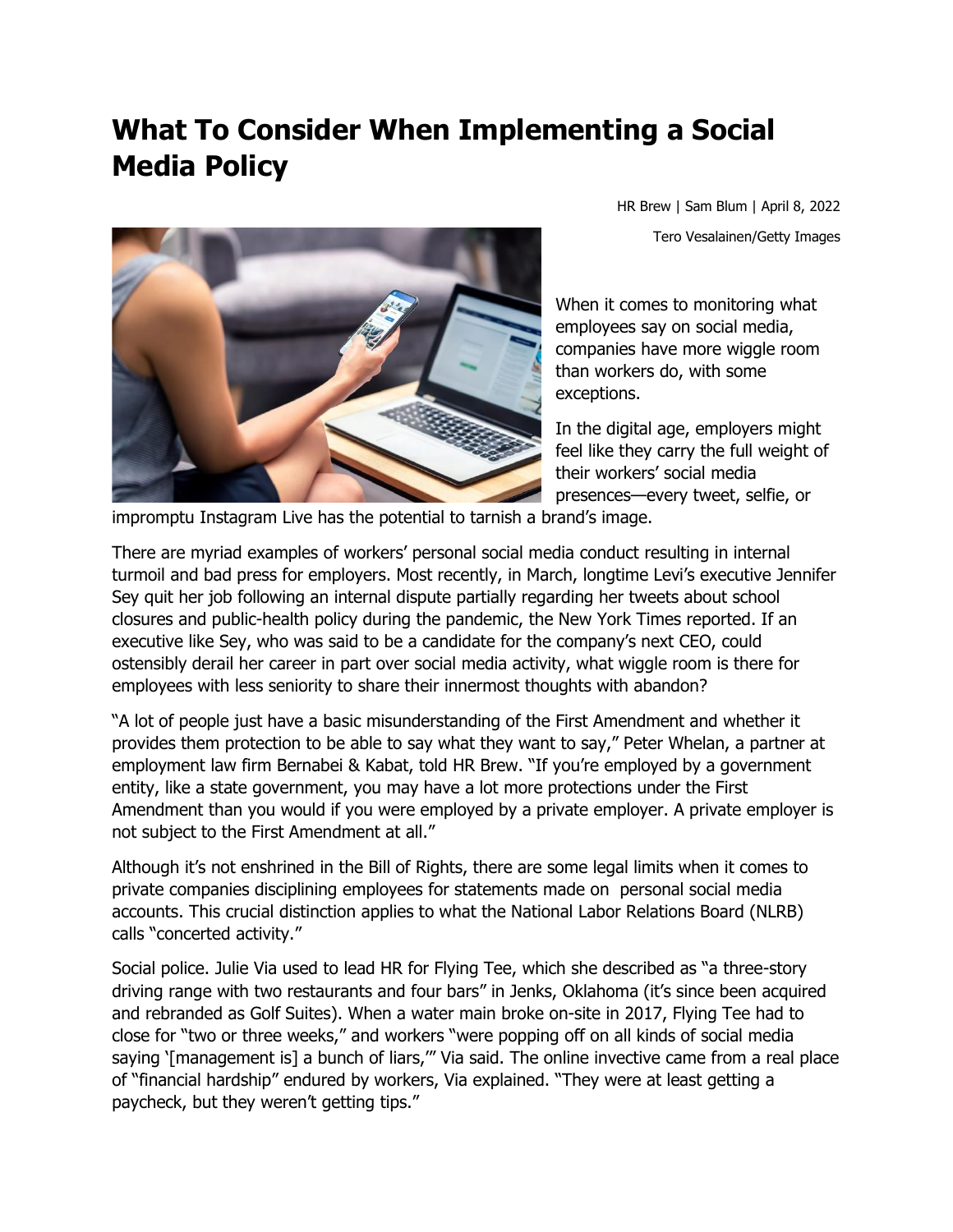# What To Consider When Implementing a Social Media Policy

HR Brew | Sam Blum | April 8, 2022

Tero Vesalainen/Getty Images

When it comes to monitoring what employees say on social media, companies have more wiggle room than workers do, with some exceptions.

In the digital age, employers might feel like they carry the full weight of their workers' social media presences—every tweet, selfie, or impromptu Instagram Live has the potential to tarnish a brand's image.

There are myriad examples of workers' personal social media conduct resulting in internal turmoil and bad press for employers. Most recently, in March, longtime Levi's executive Jennifer Sey quit her job following an internal dispute partially regarding her tweets about school closures and public-health policy during the pandemic, the New York Times reported. If an executive like Sey, who was said to be a candidate for the company's next CEO, could ostensibly derail her career in part over social media activity, what wiggle room is there for employees with less seniority to share their innermost thoughts with abandon?

"A lot of people just have a basic misunderstanding of the First Amendment and whether it provides them protection to be able to say what they want to say," Peter Whelan, a partner at employment law firm Bernabei & Kabat, told HR Brew. "If you're employed by a government entity, like a state government, you may have a lot more protections under the First Amendment than you would if you were employed by a private employer. A private employer is not subject to the First Amendment at all."

Although it's not enshrined in the Bill of Rights, there are some legal limits when it comes to private companies disciplining employees for statements made on personal social media accounts. This crucial distinction applies to what the National Labor Relations Board (NLRB) calls "concerted activity."

Social police. Julie Via used to lead HR for Flying Tee, which she described as "a three-story driving range with two restaurants and four bars" in Jenks, Oklahoma (it's since been acquired and rebranded as Golf Suites). When a water main broke on-site in 2017, Flying Tee had to close for "two or three weeks," and workers "were popping off on all kinds of social media saying '[management is] a bunch of liars,'" Via said. The online invective came from a real place of "financial hardship" endured by workers, Via explained. "They were at least getting a paycheck, but they weren't getting tips."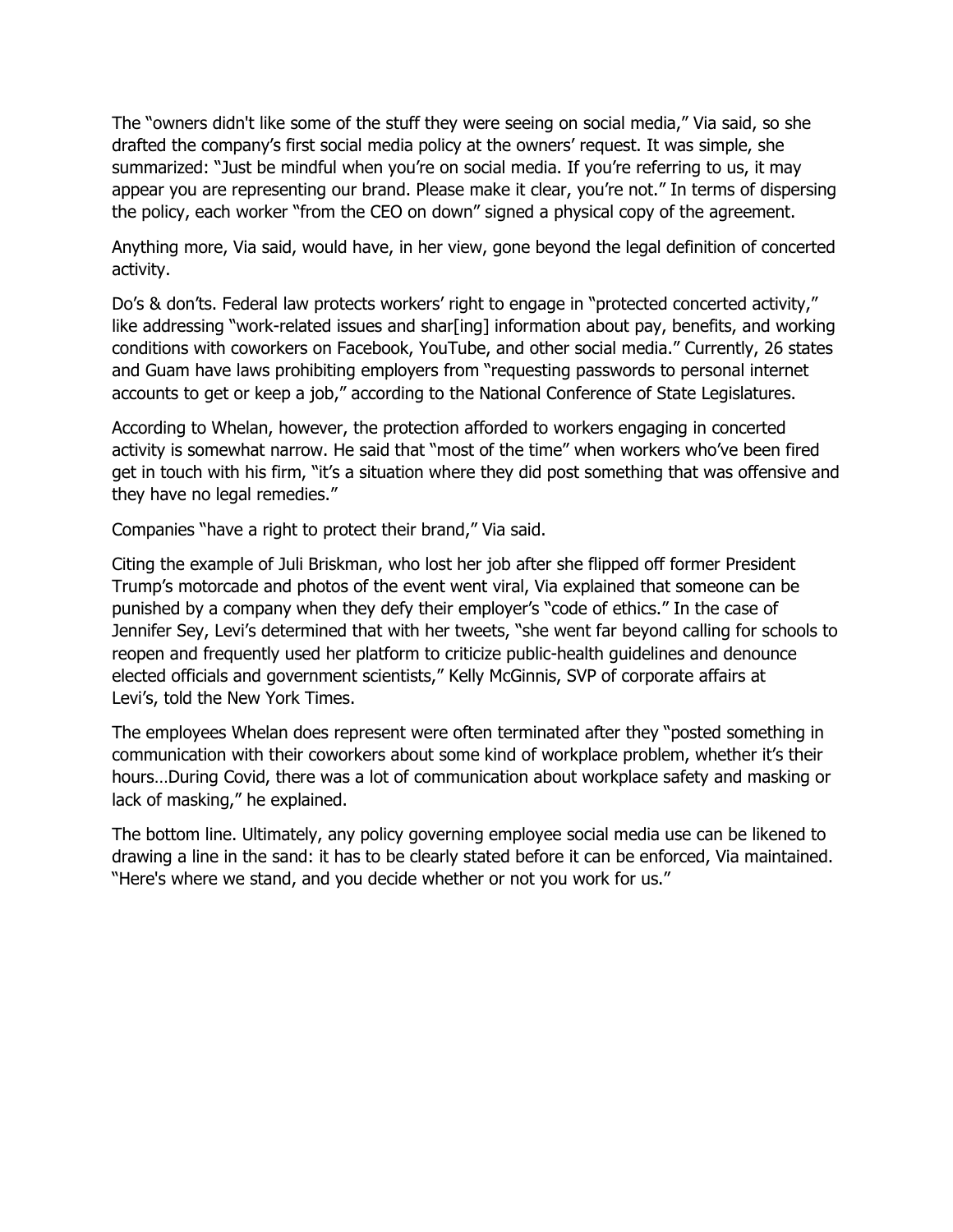The "owners didn't like some of the stuff they were seeing on social media," Via said, so she drafted the company's first social media policy at the owners' request. It was simple, she summarized: "Just be mindful when you're on social media. If you're referring to us, it may appear you are representing our brand. Please make it clear, you're not." In terms of dispersing the policy, each worker "from the CEO on down" signed a physical copy of the agreement.

Anything more, Via said, would have, in her view, gone beyond the legal definition of concerted activity.

**Do's & don'ts.** Federal law protects workers' right to engage in "protected concerted activity," like addressing "work-related issues and shar[ing] information about pay, benefits, and working conditions with coworkers on Facebook, YouTube, and other social media." Currently, 26 states and Guam have laws prohibiting employers from "requesting passwords to personal internet accounts to get or keep a job," according to the National Conference of State Legislatures.

According to Whelan, however, the protection afforded to workers engaging in concerted activity is somewhat narrow. He said that "most of the time" when workers who've been fired get in touch with his firm, "it's a situation where they did post something that was offensive and they have no legal remedies."

Companies "have a right to protect their brand," Via said.

Citing the example of Juli Briskman, who lost her job after she flipped off former President Trump's motorcade and photos of the event went viral, Via explained that someone can be punished by a company when they defy their employer's "code of ethics." In the case of Jennifer Sey, Levi's determined that with her tweets, "she went far beyond calling for schools to reopen and frequently used her platform to criticize public-health guidelines and denounce elected officials and government scientists," Kelly McGinnis, SVP of corporate affairs at Levi's, told the New York Times.

The employees Whelan does represent were often terminated after they "posted something in communication with their coworkers about some kind of workplace problem, whether it's their hours…During Covid, there was a lot of communication about workplace safety and masking or lack of masking," he explained.

**The bottom line.** Ultimately, any policy governing employee social media use can be likened to drawing a line in the sand: it has to be clearly stated before it can be enforced, Via maintained. "Here's where we stand, and you decide whether or not you work for us."